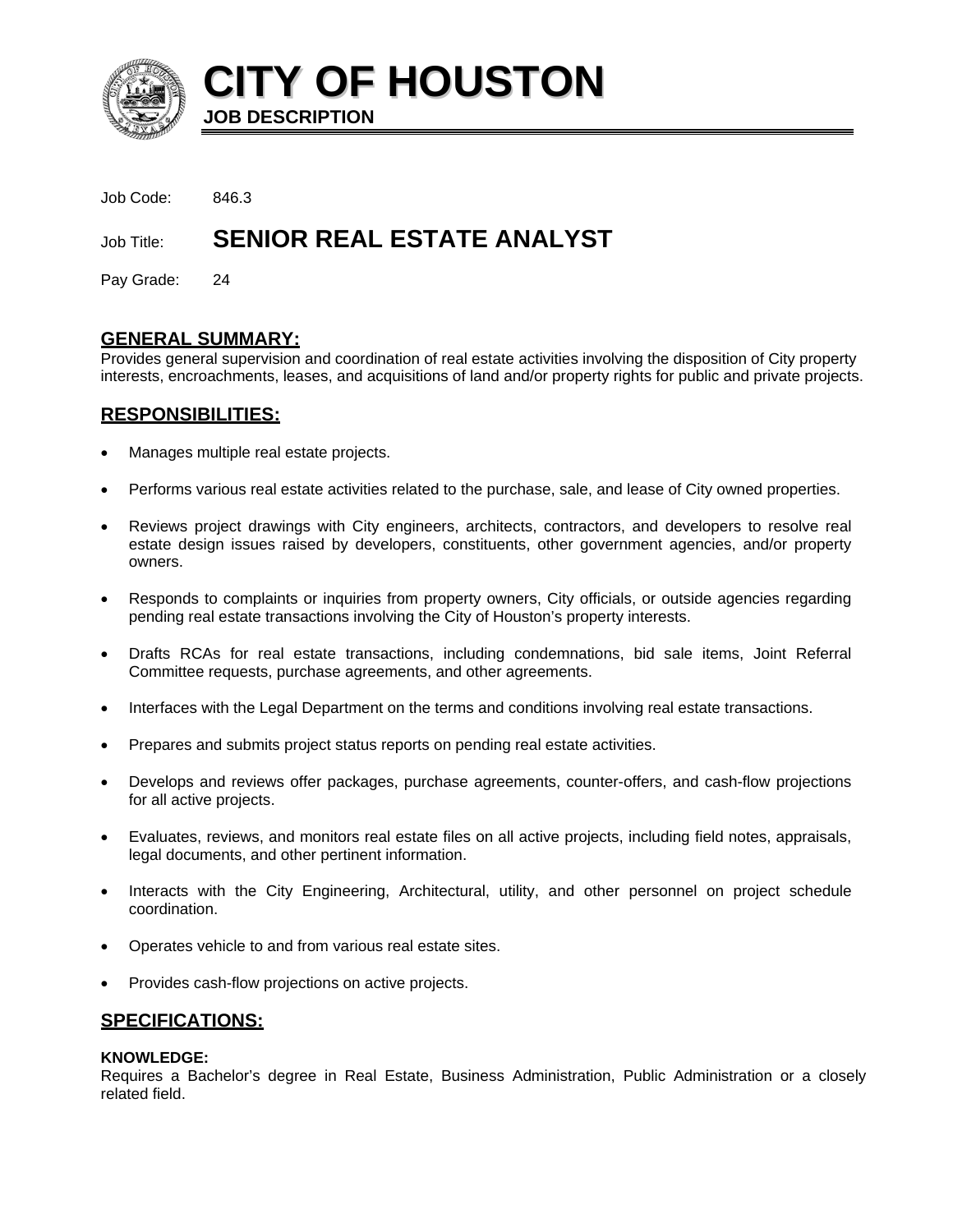# CITY OF HOUSTON

**JOB DESCRIPTION**

Job Code: 846.3

Job Title: **SENIOR REAL ESTATE ANALYST**

Pay Grade: 24

## GENERAL SUMMARY:

Provides general supervision and coordination of real estate activities involving the disposition of City property interests, encroachments, leases, and acquisitions of land and/or property rights for public and private projects.

## RESPONSIBILITIES:

- Manages multiple real estate projects.
- Performs various real estate activities related to the purchase, sale, and lease of City owned properties.
- Reviews project drawings with City engineers, architects, contractors, and developers to resolve real estate design issues raised by developers, constituents, other government agencies, and/or property owners.
- Responds to complaints or inquiries from property owners, City officials, or outside agencies regarding pending real estate transactions involving the City of Houston's property interests.
- Drafts RCAs for real estate transactions, including condemnations, bid sale items, Joint Referral Committee requests, purchase agreements, and other agreements.
- Interfaces with the Legal Department on the terms and conditions involving real estate transactions.
- Prepares and submits project status reports on pending real estate activities.
- Develops and reviews offer packages, purchase agreements, counter-offers, and cash-flow projections for all active projects.
- Evaluates, reviews, and monitors real estate files on all active projects, including field notes, appraisals, legal documents, and other pertinent information.
- Interacts with the City Engineering, Architectural, utility, and other personnel on project schedule coordination.
- Operates vehicle to and from various real estate sites.
- Provides cash-flow projections on active projects.

## SPECIFICATIONS:

**KNOWLEDGE:**

Requires a Bachelor's degree in Real Estate, Business Administration, Public Administration or a closely related field.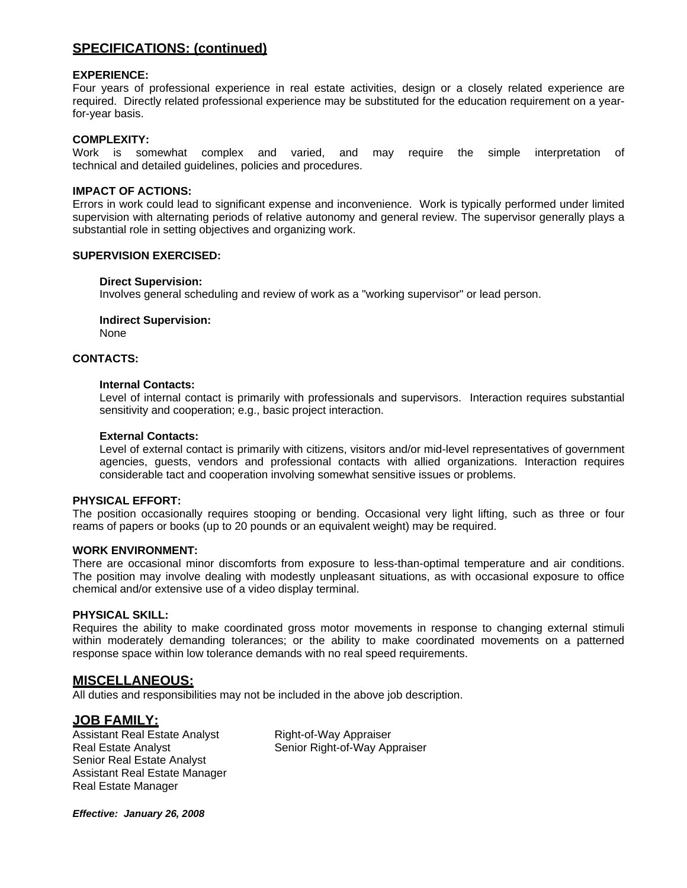## SPECIFICATIONS: (continued)

**EXPERIENCE:**
Four years of professional experience in real estate activities, design or a closely related experience are required. Directly related professional experience may be substituted for the education requirement on a year-for-year basis.

**COMPLEXITY:**
Work is somewhat complex and varied, and may require the simple interpretation of technical and detailed guidelines, policies and procedures.

**IMPACT OF ACTIONS:**
Errors in work could lead to significant expense and inconvenience. Work is typically performed under limited supervision with alternating periods of relative autonomy and general review. The supervisor generally plays a substantial role in setting objectives and organizing work.

**SUPERVISION EXERCISED:**

**Direct Supervision:**
Involves general scheduling and review of work as a "working supervisor" or lead person.

**Indirect Supervision:**
None

**CONTACTS:**

**Internal Contacts:**
Level of internal contact is primarily with professionals and supervisors. Interaction requires substantial sensitivity and cooperation; e.g., basic project interaction.

**External Contacts:**
Level of external contact is primarily with citizens, visitors and/or mid-level representatives of government agencies, guests, vendors and professional contacts with allied organizations. Interaction requires considerable tact and cooperation involving somewhat sensitive issues or problems.

**PHYSICAL EFFORT:**
The position occasionally requires stooping or bending. Occasional very light lifting, such as three or four reams of papers or books (up to 20 pounds or an equivalent weight) may be required.

**WORK ENVIRONMENT:**
There are occasional minor discomforts from exposure to less-than-optimal temperature and air conditions. The position may involve dealing with modestly unpleasant situations, as with occasional exposure to office chemical and/or extensive use of a video display terminal.

**PHYSICAL SKILL:**
Requires the ability to make coordinated gross motor movements in response to changing external stimuli within moderately demanding tolerances; or the ability to make coordinated movements on a patterned response space within low tolerance demands with no real speed requirements.

## MISCELLANEOUS:

All duties and responsibilities may not be included in the above job description.

## JOB FAMILY:

Assistant Real Estate Analyst
Real Estate Analyst
Senior Real Estate Analyst
Assistant Real Estate Manager
Real Estate Manager
Right-of-Way Appraiser
Senior Right-of-Way Appraiser

***Effective: January 26, 2008***